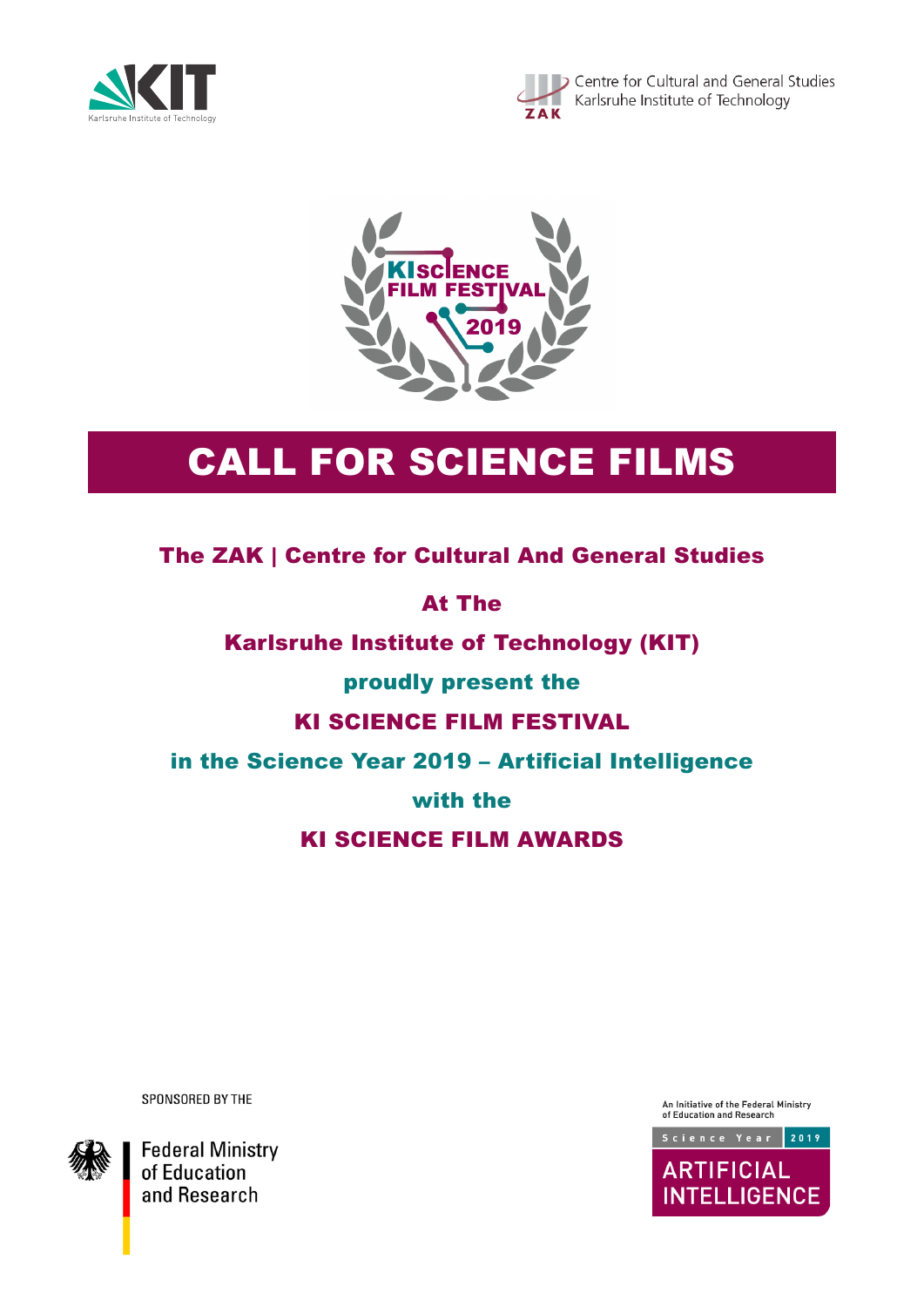Centre for Cultural and General Studies
Karlsruhe Institute of Technology

KI SCIENCE FILM FESTIVAL 2019

# CALL FOR SCIENCE FILMS

**The ZAK | Centre for Cultural And General Studies**

**At The**

**Karlsruhe Institute of Technology (KIT)**

**proudly present the**

**KI SCIENCE FILM FESTIVAL**

**in the Science Year 2019 – Artificial Intelligence**

**with the**

**KI SCIENCE FILM AWARDS**

SPONSORED BY THE

Federal Ministry of Education and Research

An Initiative of the Federal Ministry of Education and Research

Science Year 2019

ARTIFICIAL INTELLIGENCE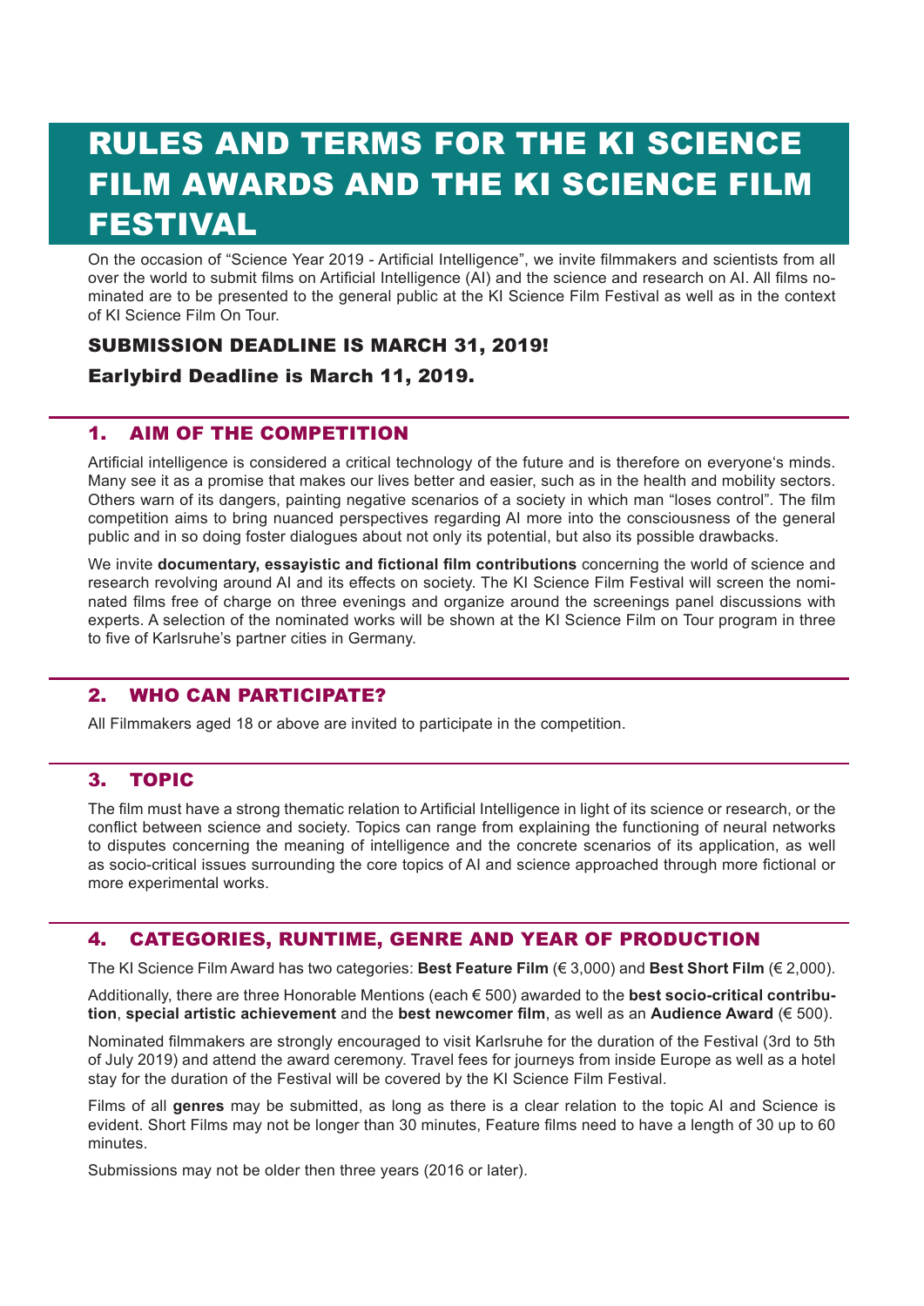# RULES AND TERMS FOR THE KI SCIENCE FILM AWARDS AND THE KI SCIENCE FILM FESTIVAL

On the occasion of "Science Year 2019 - Artificial Intelligence", we invite filmmakers and scientists from all over the world to submit films on Artificial Intelligence (AI) and the science and research on AI. All films nominated are to be presented to the general public at the KI Science Film Festival as well as in the context of KI Science Film On Tour.

### SUBMISSION DEADLINE IS MARCH 31, 2019!

### Earlybird Deadline is March 11, 2019.

## 1. AIM OF THE COMPETITION

Artificial intelligence is considered a critical technology of the future and is therefore on everyone's minds. Many see it as a promise that makes our lives better and easier, such as in the health and mobility sectors. Others warn of its dangers, painting negative scenarios of a society in which man "loses control". The film competition aims to bring nuanced perspectives regarding AI more into the consciousness of the general public and in so doing foster dialogues about not only its potential, but also its possible drawbacks.

We invite **documentary, essayistic and fictional film contributions** concerning the world of science and research revolving around AI and its effects on society. The KI Science Film Festival will screen the nominated films free of charge on three evenings and organize around the screenings panel discussions with experts. A selection of the nominated works will be shown at the KI Science Film on Tour program in three to five of Karlsruhe's partner cities in Germany.

## 2. WHO CAN PARTICIPATE?

All Filmmakers aged 18 or above are invited to participate in the competition.

## 3. TOPIC

The film must have a strong thematic relation to Artificial Intelligence in light of its science or research, or the conflict between science and society. Topics can range from explaining the functioning of neural networks to disputes concerning the meaning of intelligence and the concrete scenarios of its application, as well as socio-critical issues surrounding the core topics of AI and science approached through more fictional or more experimental works.

## 4. CATEGORIES, RUNTIME, GENRE AND YEAR OF PRODUCTION

The KI Science Film Award has two categories: **Best Feature Film** (€ 3,000) and **Best Short Film** (€ 2,000).

Additionally, there are three Honorable Mentions (each € 500) awarded to the **best socio-critical contribution**, **special artistic achievement** and the **best newcomer film**, as well as an **Audience Award** (€ 500).

Nominated filmmakers are strongly encouraged to visit Karlsruhe for the duration of the Festival (3rd to 5th of July 2019) and attend the award ceremony. Travel fees for journeys from inside Europe as well as a hotel stay for the duration of the Festival will be covered by the KI Science Film Festival.

Films of all **genres** may be submitted, as long as there is a clear relation to the topic AI and Science is evident. Short Films may not be longer than 30 minutes, Feature films need to have a length of 30 up to 60 minutes.

Submissions may not be older then three years (2016 or later).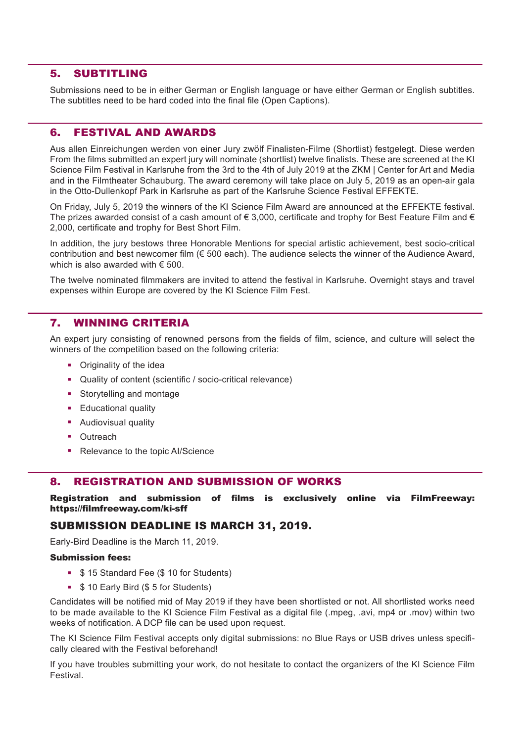## 5. SUBTITLING

Submissions need to be in either German or English language or have either German or English subtitles. The subtitles need to be hard coded into the final file (Open Captions).

## 6. FESTIVAL AND AWARDS

Aus allen Einreichungen werden von einer Jury zwölf Finalisten-Filme (Shortlist) festgelegt. Diese werden From the films submitted an expert jury will nominate (shortlist) twelve finalists. These are screened at the KI Science Film Festival in Karlsruhe from the 3rd to the 4th of July 2019 at the ZKM | Center for Art and Media and in the Filmtheater Schauburg. The award ceremony will take place on July 5, 2019 as an open-air gala in the Otto-Dullenkopf Park in Karlsruhe as part of the Karlsruhe Science Festival EFFEKTE.

On Friday, July 5, 2019 the winners of the KI Science Film Award are announced at the EFFEKTE festival. The prizes awarded consist of a cash amount of € 3,000, certificate and trophy for Best Feature Film and € 2,000, certificate and trophy for Best Short Film.

In addition, the jury bestows three Honorable Mentions for special artistic achievement, best socio-critical contribution and best newcomer film (€ 500 each). The audience selects the winner of the Audience Award, which is also awarded with € 500.

The twelve nominated filmmakers are invited to attend the festival in Karlsruhe. Overnight stays and travel expenses within Europe are covered by the KI Science Film Fest.

## 7. WINNING CRITERIA

An expert jury consisting of renowned persons from the fields of film, science, and culture will select the winners of the competition based on the following criteria:

- Originality of the idea
- Quality of content (scientific / socio-critical relevance)
- Storytelling and montage
- Educational quality
- Audiovisual quality
- Outreach
- Relevance to the topic AI/Science

## 8. REGISTRATION AND SUBMISSION OF WORKS

**Registration and submission of films is exclusively online via FilmFreeway: https://filmfreeway.com/ki-sff**

### SUBMISSION DEADLINE IS MARCH 31, 2019.

Early-Bird Deadline is the March 11, 2019.

**Submission fees:**

- $ 15 Standard Fee ($ 10 for Students)
- $ 10 Early Bird ($ 5 for Students)

Candidates will be notified mid of May 2019 if they have been shortlisted or not. All shortlisted works need to be made available to the KI Science Film Festival as a digital file (.mpeg, .avi, mp4 or .mov) within two weeks of notification. A DCP file can be used upon request.

The KI Science Film Festival accepts only digital submissions: no Blue Rays or USB drives unless specifically cleared with the Festival beforehand!

If you have troubles submitting your work, do not hesitate to contact the organizers of the KI Science Film Festival.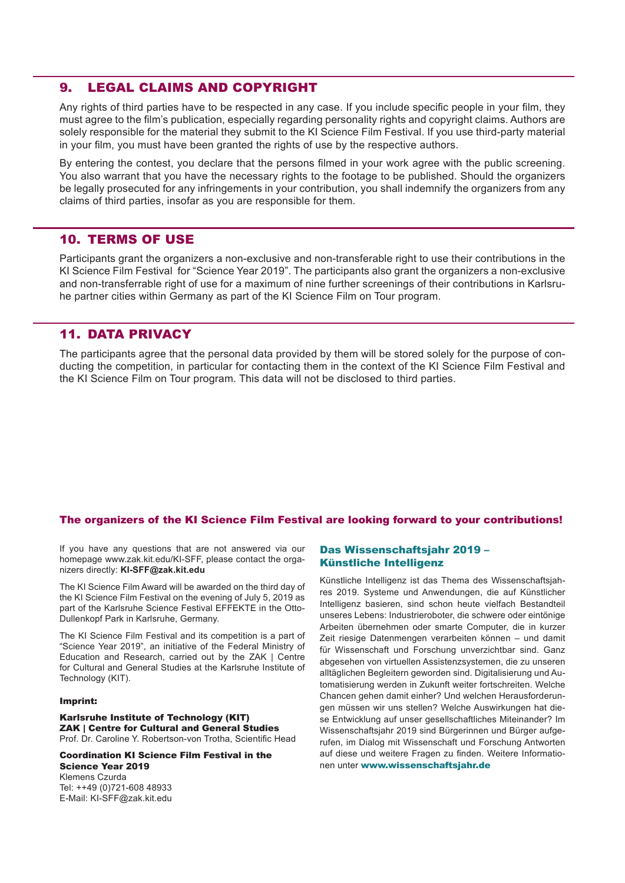## 9. LEGAL CLAIMS AND COPYRIGHT

Any rights of third parties have to be respected in any case. If you include specific people in your film, they must agree to the film's publication, especially regarding personality rights and copyright claims. Authors are solely responsible for the material they submit to the KI Science Film Festival. If you use third-party material in your film, you must have been granted the rights of use by the respective authors.

By entering the contest, you declare that the persons filmed in your work agree with the public screening. You also warrant that you have the necessary rights to the footage to be published. Should the organizers be legally prosecuted for any infringements in your contribution, you shall indemnify the organizers from any claims of third parties, insofar as you are responsible for them.

## 10. TERMS OF USE

Participants grant the organizers a non-exclusive and non-transferable right to use their contributions in the KI Science Film Festival for "Science Year 2019". The participants also grant the organizers a non-exclusive and non-transferrable right of use for a maximum of nine further screenings of their contributions in Karlsruhe partner cities within Germany as part of the KI Science Film on Tour program.

## 11. DATA PRIVACY

The participants agree that the personal data provided by them will be stored solely for the purpose of conducting the competition, in particular for contacting them in the context of the KI Science Film Festival and the KI Science Film on Tour program. This data will not be disclosed to third parties.

**The organizers of the KI Science Film Festival are looking forward to your contributions!**

If you have any questions that are not answered via our homepage www.zak.kit.edu/KI-SFF, please contact the organizers directly: **KI-SFF@zak.kit.edu**

The KI Science Film Award will be awarded on the third day of the KI Science Film Festival on the evening of July 5, 2019 as part of the Karlsruhe Science Festival EFFEKTE in the Otto-Dullenkopf Park in Karlsruhe, Germany.

The KI Science Film Festival and its competition is a part of "Science Year 2019", an initiative of the Federal Ministry of Education and Research, carried out by the ZAK | Centre for Cultural and General Studies at the Karlsruhe Institute of Technology (KIT).

**Imprint:**

**Karlsruhe Institute of Technology (KIT)**
**ZAK | Centre for Cultural and General Studies**
Prof. Dr. Caroline Y. Robertson-von Trotha, Scientific Head

**Coordination KI Science Film Festival in the Science Year 2019**
Klemens Czurda
Tel: ++49 (0)721-608 48933
E-Mail: KI-SFF@zak.kit.edu

### Das Wissenschaftsjahr 2019 – Künstliche Intelligenz

Künstliche Intelligenz ist das Thema des Wissenschaftsjahres 2019. Systeme und Anwendungen, die auf Künstlicher Intelligenz basieren, sind schon heute vielfach Bestandteil unseres Lebens: Industrieroboter, die schwere oder eintönige Arbeiten übernehmen oder smarte Computer, die in kurzer Zeit riesige Datenmengen verarbeiten können – und damit für Wissenschaft und Forschung unverzichtbar sind. Ganz abgesehen von virtuellen Assistenzsystemen, die zu unseren alltäglichen Begleitern geworden sind. Digitalisierung und Automatisierung werden in Zukunft weiter fortschreiten. Welche Chancen gehen damit einher? Und welchen Herausforderungen müssen wir uns stellen? Welche Auswirkungen hat diese Entwicklung auf unser gesellschaftliches Miteinander? Im Wissenschaftsjahr 2019 sind Bürgerinnen und Bürger aufgerufen, im Dialog mit Wissenschaft und Forschung Antworten auf diese und weitere Fragen zu finden. Weitere Informationen unter **www.wissenschaftsjahr.de**